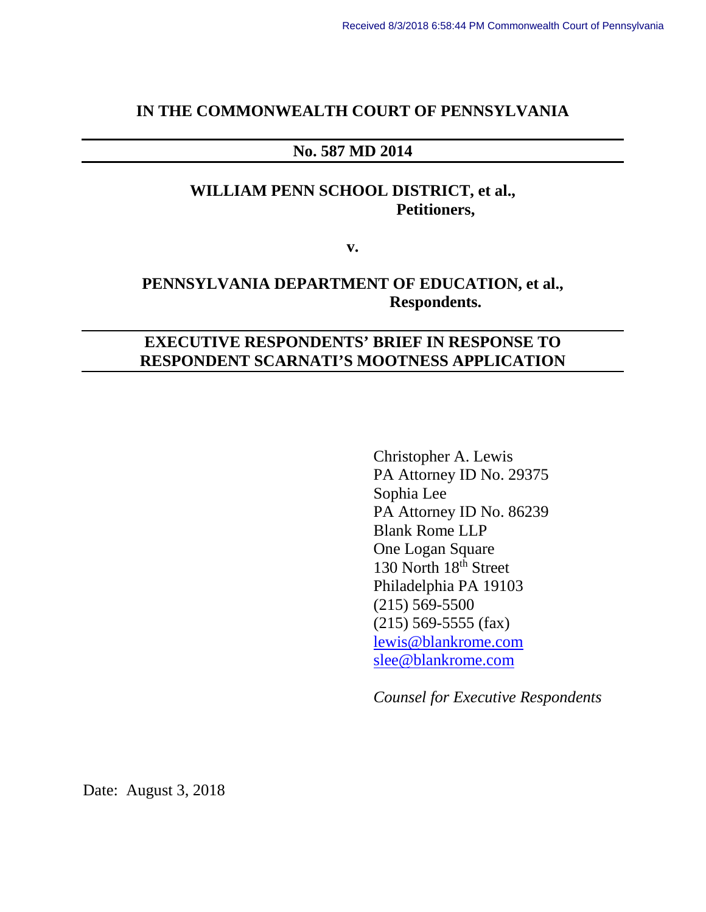Received 8/3/2018 6:58:44 PM Commonwealth Court of Pennsylvania

**IN THE COMMONWEALTH COURT OF PENNSYLVANIA**

---

**No. 587 MD 2014**

---

**WILLIAM PENN SCHOOL DISTRICT, et al.,**
**Petitioners,**

**v.**

**PENNSYLVANIA DEPARTMENT OF EDUCATION, et al.,**
**Respondents.**

---

**EXECUTIVE RESPONDENTS' BRIEF IN RESPONSE TO RESPONDENT SCARNATI'S MOOTNESS APPLICATION**

---

Christopher A. Lewis
PA Attorney ID No. 29375
Sophia Lee
PA Attorney ID No. 86239
Blank Rome LLP
One Logan Square
130 North 18th Street
Philadelphia PA 19103
(215) 569-5500
(215) 569-5555 (fax)
lewis@blankrome.com
slee@blankrome.com

*Counsel for Executive Respondents*

Date: August 3, 2018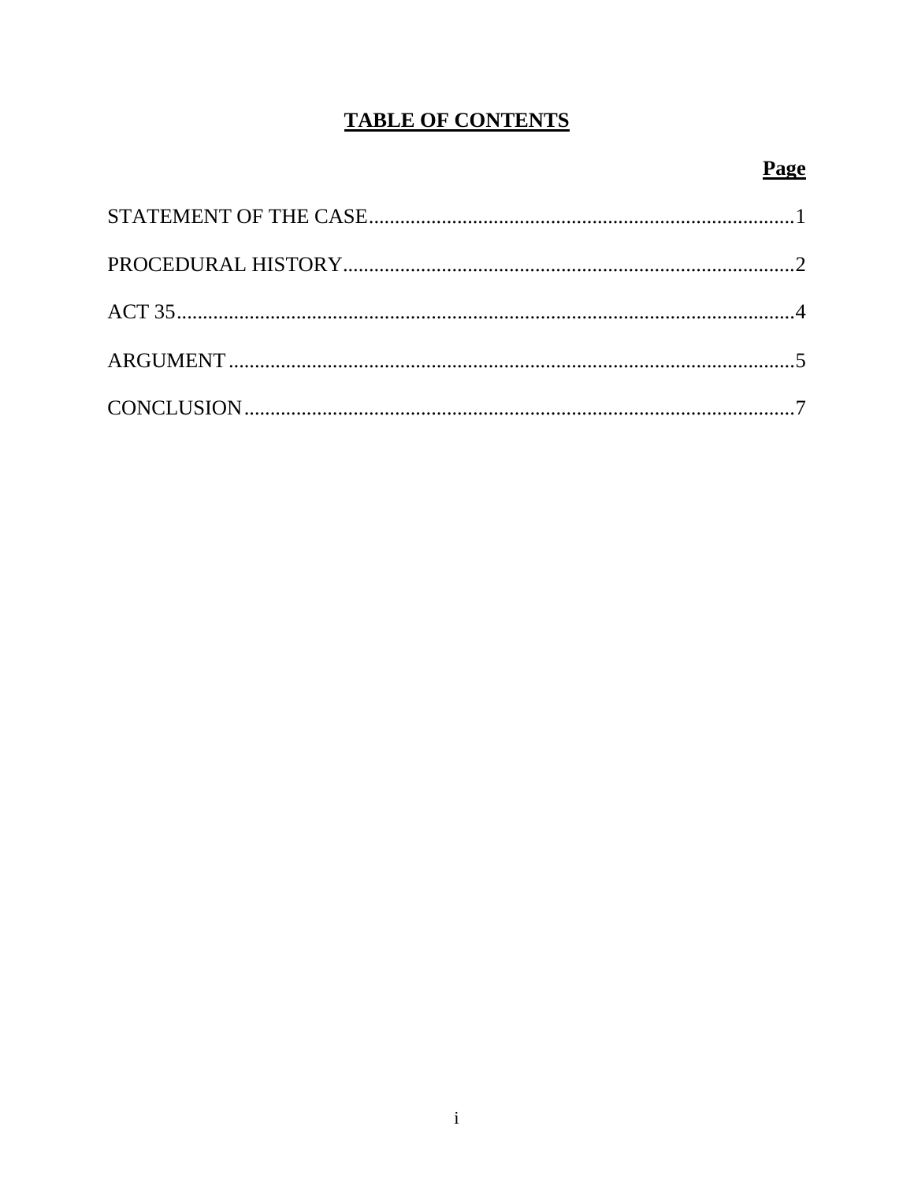# TABLE OF CONTENTS

| | Page |
|---|---|
| STATEMENT OF THE CASE | 1 |
| PROCEDURAL HISTORY | 2 |
| ACT 35 | 4 |
| ARGUMENT | 5 |
| CONCLUSION | 7 |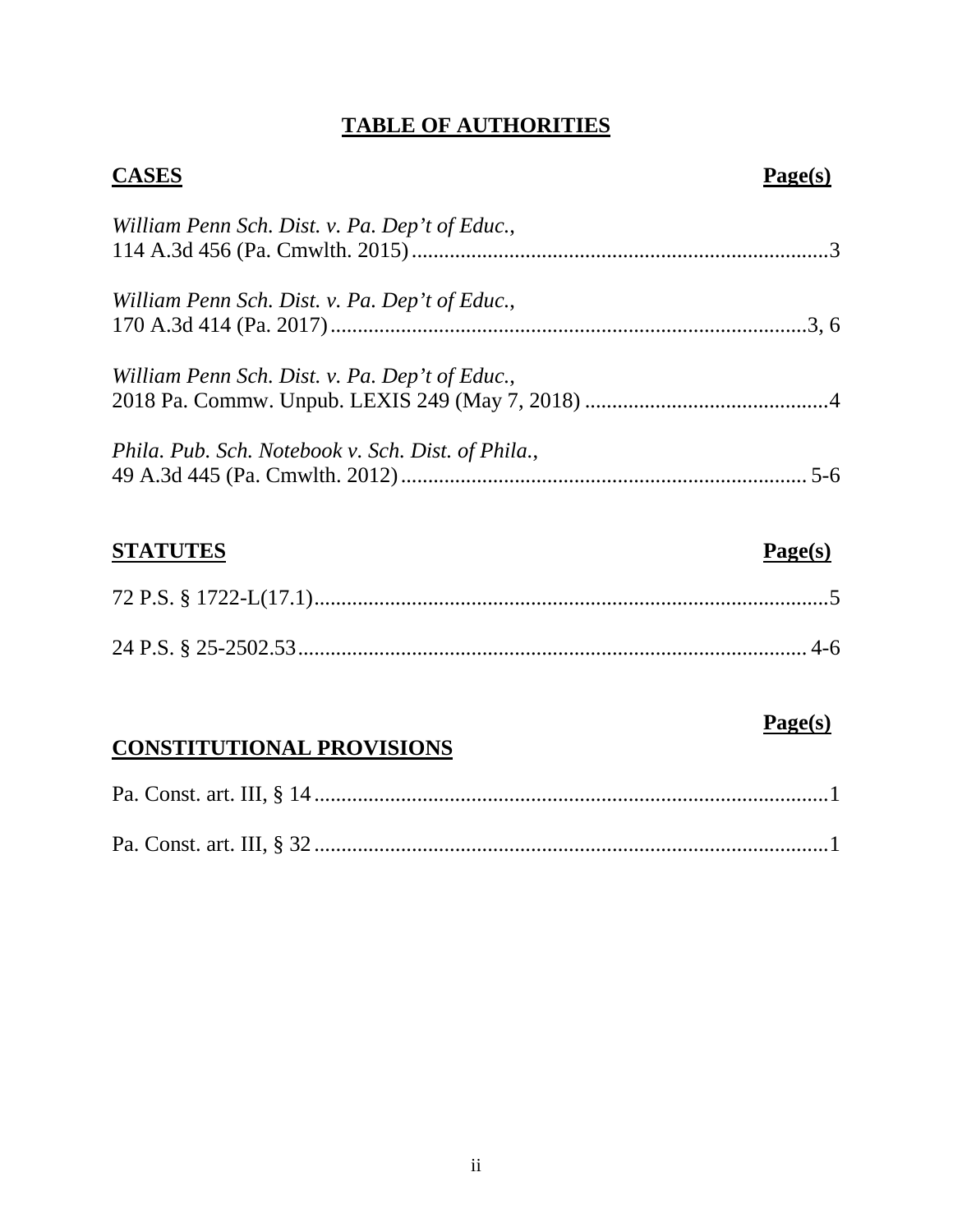# **TABLE OF AUTHORITIES**

| **CASES** | **Page(s)** |
| --- | --- |
| *William Penn Sch. Dist. v. Pa. Dep't of Educ.*, 114 A.3d 456 (Pa. Cmwlth. 2015) | 3 |
| *William Penn Sch. Dist. v. Pa. Dep't of Educ.*, 170 A.3d 414 (Pa. 2017) | 3, 6 |
| *William Penn Sch. Dist. v. Pa. Dep't of Educ.*, 2018 Pa. Commw. Unpub. LEXIS 249 (May 7, 2018) | 4 |
| *Phila. Pub. Sch. Notebook v. Sch. Dist. of Phila.*, 49 A.3d 445 (Pa. Cmwlth. 2012) | 5-6 |

| **STATUTES** | **Page(s)** |
| --- | --- |
| 72 P.S. § 1722-L(17.1) | 5 |
| 24 P.S. § 25-2502.53 | 4-6 |

| **CONSTITUTIONAL PROVISIONS** | **Page(s)** |
| --- | --- |
| Pa. Const. art. III, § 14 | 1 |
| Pa. Const. art. III, § 32 | 1 |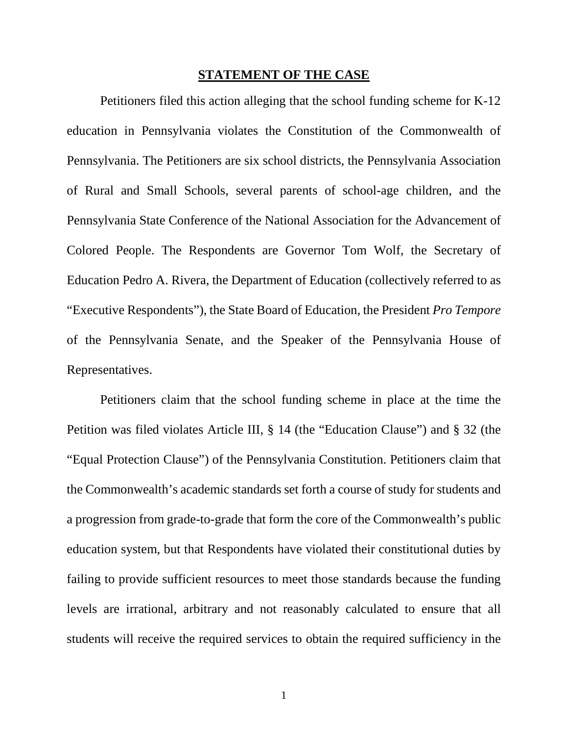## STATEMENT OF THE CASE

Petitioners filed this action alleging that the school funding scheme for K-12 education in Pennsylvania violates the Constitution of the Commonwealth of Pennsylvania. The Petitioners are six school districts, the Pennsylvania Association of Rural and Small Schools, several parents of school-age children, and the Pennsylvania State Conference of the National Association for the Advancement of Colored People. The Respondents are Governor Tom Wolf, the Secretary of Education Pedro A. Rivera, the Department of Education (collectively referred to as "Executive Respondents"), the State Board of Education, the President *Pro Tempore* of the Pennsylvania Senate, and the Speaker of the Pennsylvania House of Representatives.

Petitioners claim that the school funding scheme in place at the time the Petition was filed violates Article III, § 14 (the "Education Clause") and § 32 (the "Equal Protection Clause") of the Pennsylvania Constitution. Petitioners claim that the Commonwealth's academic standards set forth a course of study for students and a progression from grade-to-grade that form the core of the Commonwealth's public education system, but that Respondents have violated their constitutional duties by failing to provide sufficient resources to meet those standards because the funding levels are irrational, arbitrary and not reasonably calculated to ensure that all students will receive the required services to obtain the required sufficiency in the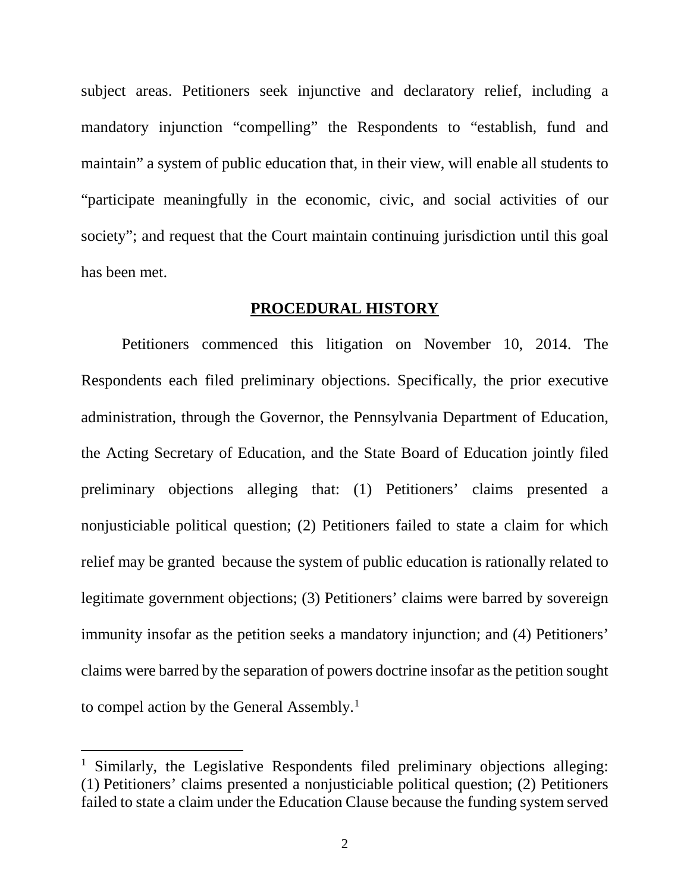subject areas. Petitioners seek injunctive and declaratory relief, including a mandatory injunction "compelling" the Respondents to "establish, fund and maintain" a system of public education that, in their view, will enable all students to "participate meaningfully in the economic, civic, and social activities of our society"; and request that the Court maintain continuing jurisdiction until this goal has been met.

## **PROCEDURAL HISTORY**

Petitioners commenced this litigation on November 10, 2014. The Respondents each filed preliminary objections. Specifically, the prior executive administration, through the Governor, the Pennsylvania Department of Education, the Acting Secretary of Education, and the State Board of Education jointly filed preliminary objections alleging that: (1) Petitioners' claims presented a nonjusticiable political question; (2) Petitioners failed to state a claim for which relief may be granted because the system of public education is rationally related to legitimate government objections; (3) Petitioners' claims were barred by sovereign immunity insofar as the petition seeks a mandatory injunction; and (4) Petitioners' claims were barred by the separation of powers doctrine insofar as the petition sought to compel action by the General Assembly.[1]

---

[1] Similarly, the Legislative Respondents filed preliminary objections alleging: (1) Petitioners' claims presented a nonjusticiable political question; (2) Petitioners failed to state a claim under the Education Clause because the funding system served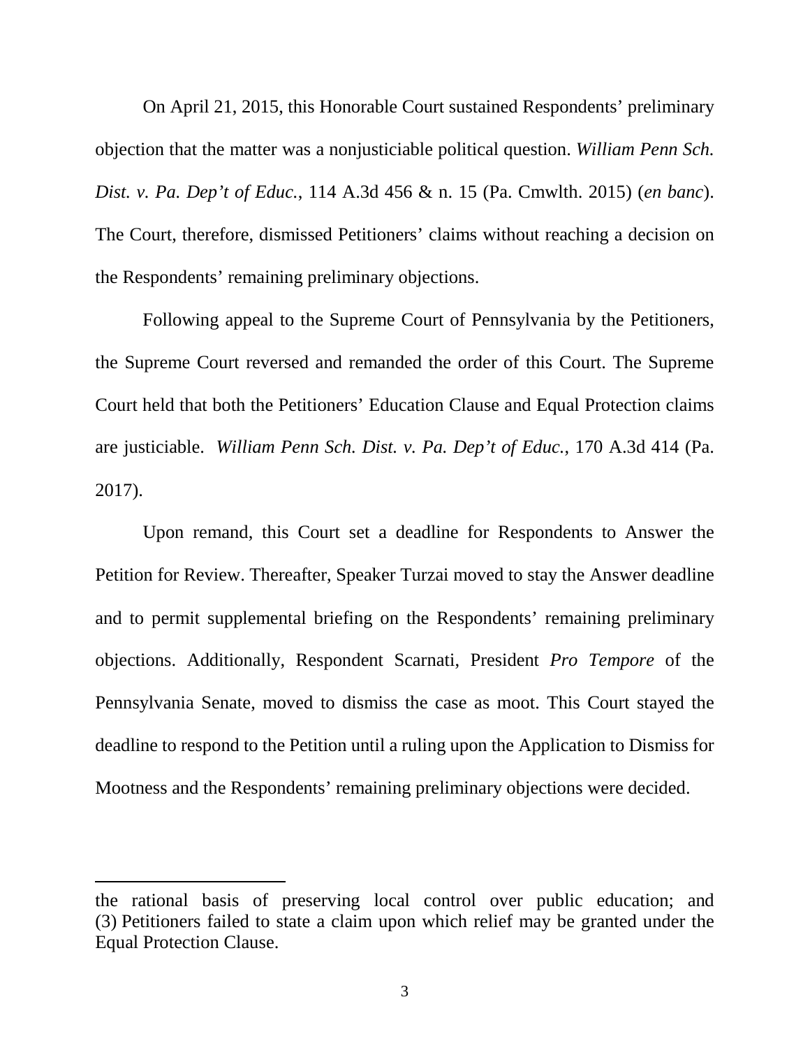On April 21, 2015, this Honorable Court sustained Respondents' preliminary objection that the matter was a nonjusticiable political question. *William Penn Sch. Dist. v. Pa. Dep't of Educ.*, 114 A.3d 456 & n. 15 (Pa. Cmwlth. 2015) (*en banc*). The Court, therefore, dismissed Petitioners' claims without reaching a decision on the Respondents' remaining preliminary objections.

Following appeal to the Supreme Court of Pennsylvania by the Petitioners, the Supreme Court reversed and remanded the order of this Court. The Supreme Court held that both the Petitioners' Education Clause and Equal Protection claims are justiciable. *William Penn Sch. Dist. v. Pa. Dep't of Educ.*, 170 A.3d 414 (Pa. 2017).

Upon remand, this Court set a deadline for Respondents to Answer the Petition for Review. Thereafter, Speaker Turzai moved to stay the Answer deadline and to permit supplemental briefing on the Respondents' remaining preliminary objections. Additionally, Respondent Scarnati, President *Pro Tempore* of the Pennsylvania Senate, moved to dismiss the case as moot. This Court stayed the deadline to respond to the Petition until a ruling upon the Application to Dismiss for Mootness and the Respondents' remaining preliminary objections were decided.

---

the rational basis of preserving local control over public education; and (3) Petitioners failed to state a claim upon which relief may be granted under the Equal Protection Clause.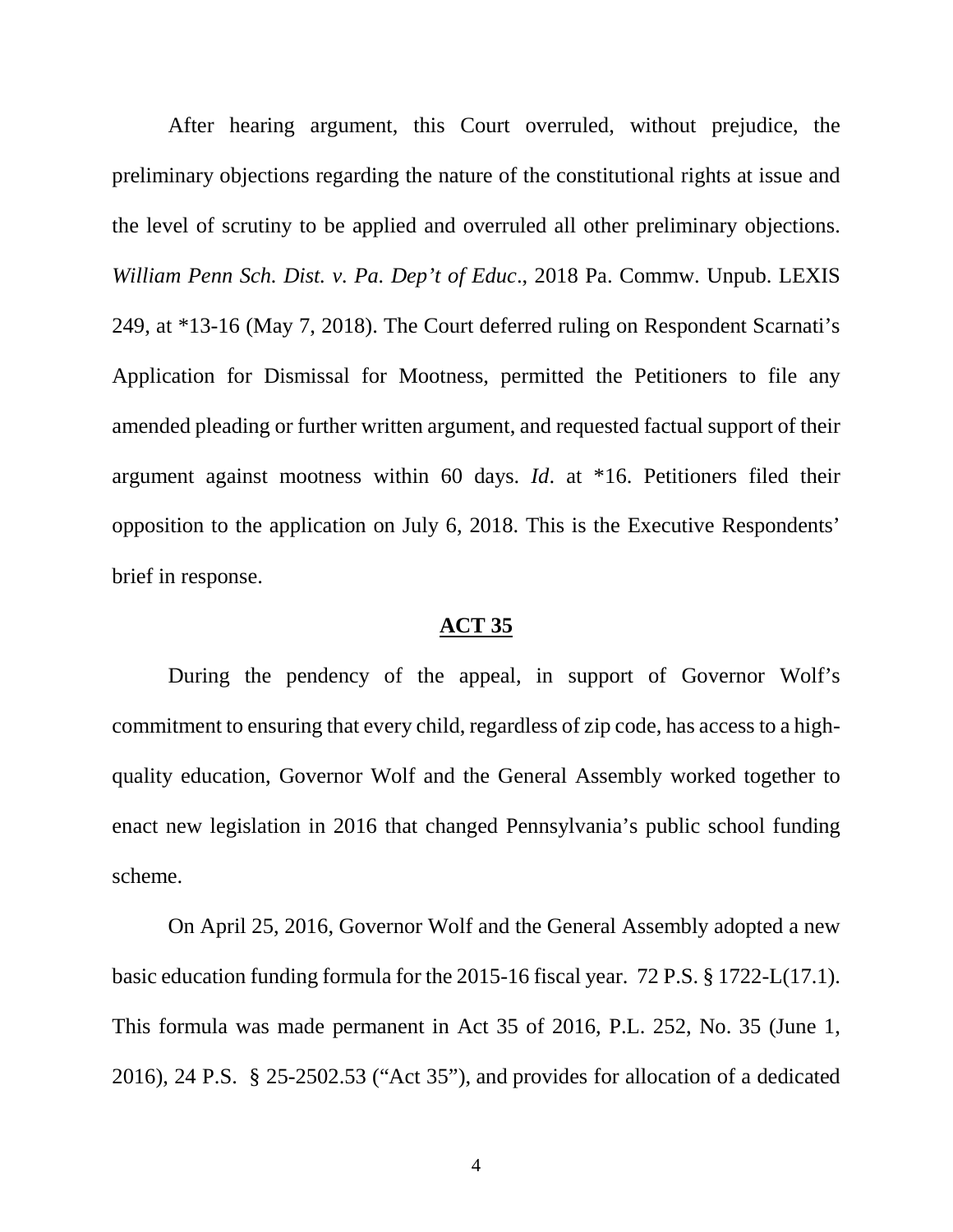After hearing argument, this Court overruled, without prejudice, the preliminary objections regarding the nature of the constitutional rights at issue and the level of scrutiny to be applied and overruled all other preliminary objections. *William Penn Sch. Dist. v. Pa. Dep't of Educ*., 2018 Pa. Commw. Unpub. LEXIS 249, at *13-16 (May 7, 2018). The Court deferred ruling on Respondent Scarnati's Application for Dismissal for Mootness, permitted the Petitioners to file any amended pleading or further written argument, and requested factual support of their argument against mootness within 60 days. *Id*. at *16. Petitioners filed their opposition to the application on July 6, 2018. This is the Executive Respondents' brief in response.

## ACT 35

During the pendency of the appeal, in support of Governor Wolf's commitment to ensuring that every child, regardless of zip code, has access to a high-quality education, Governor Wolf and the General Assembly worked together to enact new legislation in 2016 that changed Pennsylvania's public school funding scheme.

On April 25, 2016, Governor Wolf and the General Assembly adopted a new basic education funding formula for the 2015-16 fiscal year. 72 P.S. § 1722-L(17.1). This formula was made permanent in Act 35 of 2016, P.L. 252, No. 35 (June 1, 2016), 24 P.S. § 25-2502.53 ("Act 35"), and provides for allocation of a dedicated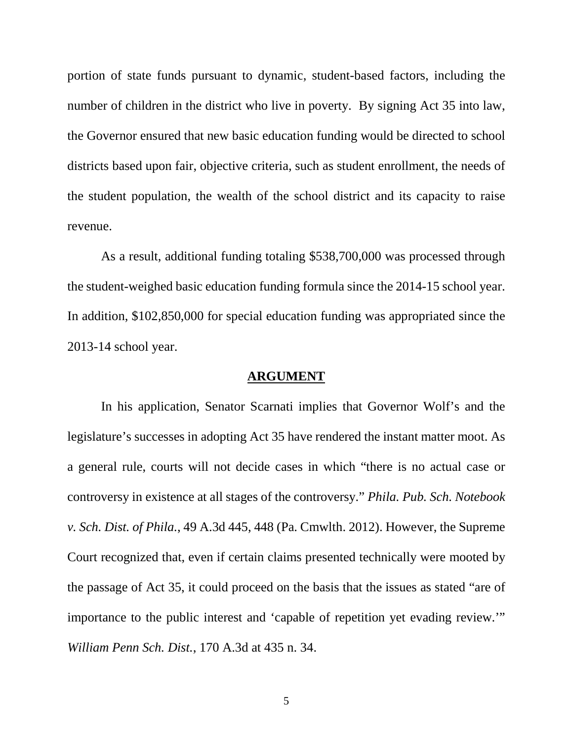portion of state funds pursuant to dynamic, student-based factors, including the number of children in the district who live in poverty. By signing Act 35 into law, the Governor ensured that new basic education funding would be directed to school districts based upon fair, objective criteria, such as student enrollment, the needs of the student population, the wealth of the school district and its capacity to raise revenue.

As a result, additional funding totaling $538,700,000 was processed through the student-weighed basic education funding formula since the 2014-15 school year. In addition, $102,850,000 for special education funding was appropriated since the 2013-14 school year.

**ARGUMENT**

In his application, Senator Scarnati implies that Governor Wolf's and the legislature's successes in adopting Act 35 have rendered the instant matter moot. As a general rule, courts will not decide cases in which "there is no actual case or controversy in existence at all stages of the controversy." *Phila. Pub. Sch. Notebook v. Sch. Dist. of Phila.*, 49 A.3d 445, 448 (Pa. Cmwlth. 2012). However, the Supreme Court recognized that, even if certain claims presented technically were mooted by the passage of Act 35, it could proceed on the basis that the issues as stated "are of importance to the public interest and 'capable of repetition yet evading review.'" *William Penn Sch. Dist.*, 170 A.3d at 435 n. 34.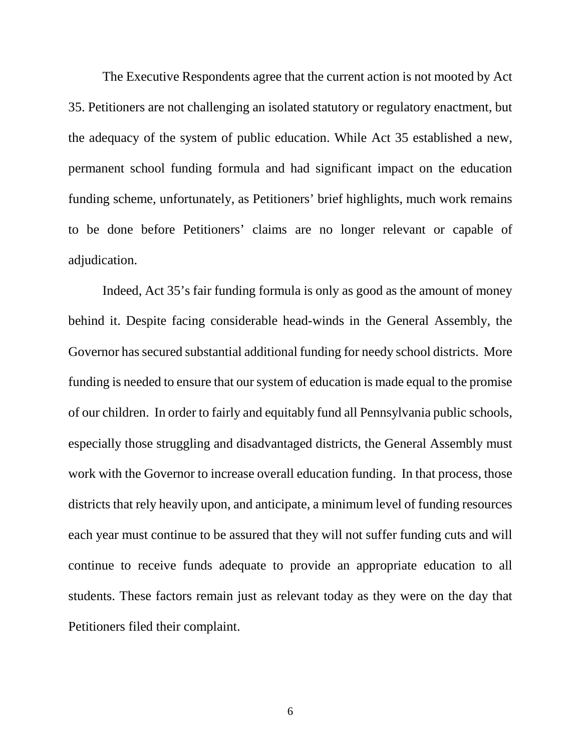The Executive Respondents agree that the current action is not mooted by Act 35. Petitioners are not challenging an isolated statutory or regulatory enactment, but the adequacy of the system of public education. While Act 35 established a new, permanent school funding formula and had significant impact on the education funding scheme, unfortunately, as Petitioners' brief highlights, much work remains to be done before Petitioners' claims are no longer relevant or capable of adjudication.

Indeed, Act 35's fair funding formula is only as good as the amount of money behind it. Despite facing considerable head-winds in the General Assembly, the Governor has secured substantial additional funding for needy school districts. More funding is needed to ensure that our system of education is made equal to the promise of our children. In order to fairly and equitably fund all Pennsylvania public schools, especially those struggling and disadvantaged districts, the General Assembly must work with the Governor to increase overall education funding. In that process, those districts that rely heavily upon, and anticipate, a minimum level of funding resources each year must continue to be assured that they will not suffer funding cuts and will continue to receive funds adequate to provide an appropriate education to all students. These factors remain just as relevant today as they were on the day that Petitioners filed their complaint.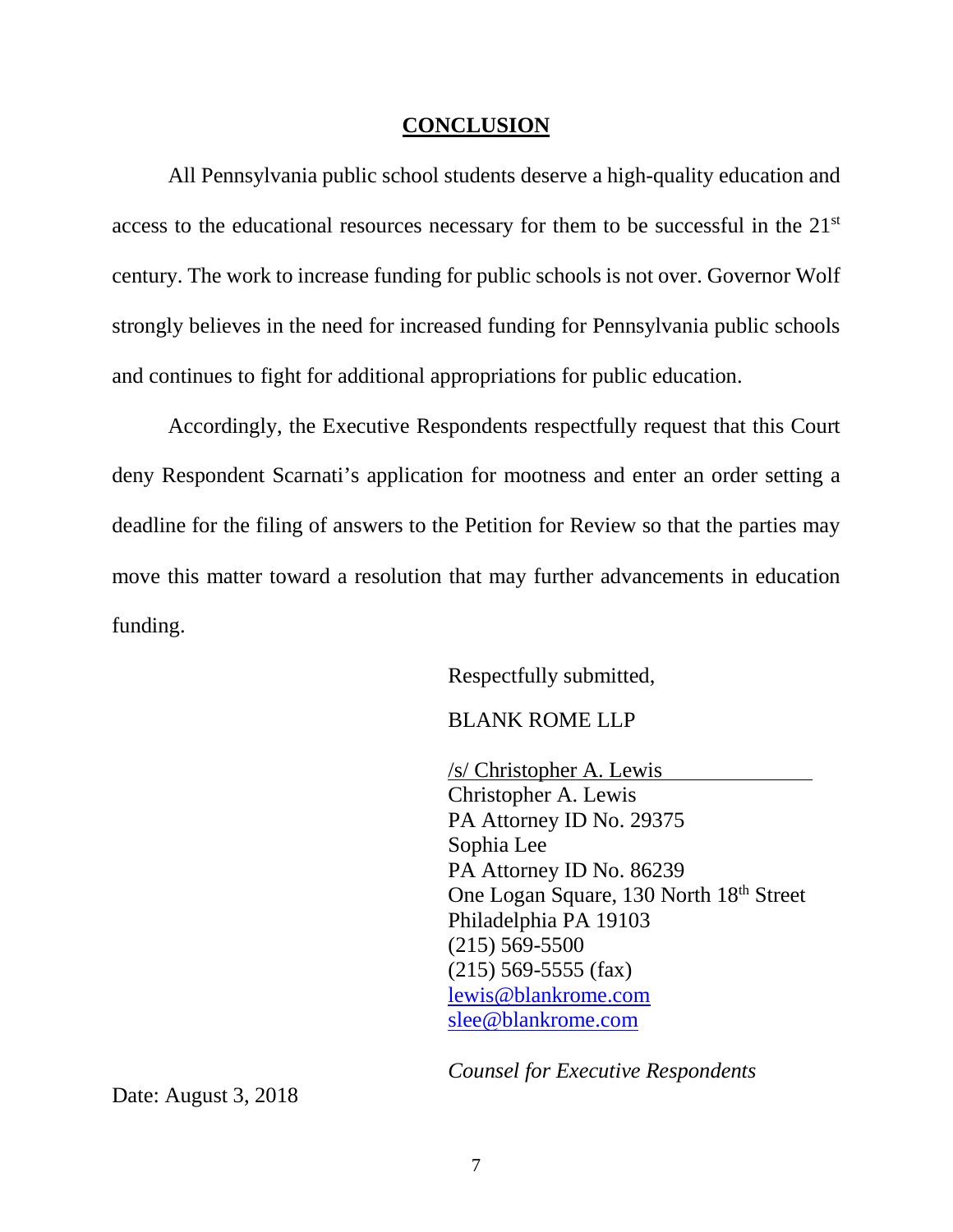## CONCLUSION

All Pennsylvania public school students deserve a high-quality education and access to the educational resources necessary for them to be successful in the 21st century. The work to increase funding for public schools is not over. Governor Wolf strongly believes in the need for increased funding for Pennsylvania public schools and continues to fight for additional appropriations for public education.

Accordingly, the Executive Respondents respectfully request that this Court deny Respondent Scarnati's application for mootness and enter an order setting a deadline for the filing of answers to the Petition for Review so that the parties may move this matter toward a resolution that may further advancements in education funding.

Respectfully submitted,

BLANK ROME LLP

/s/ Christopher A. Lewis
Christopher A. Lewis
PA Attorney ID No. 29375
Sophia Lee
PA Attorney ID No. 86239
One Logan Square, 130 North 18th Street
Philadelphia PA 19103
(215) 569-5500
(215) 569-5555 (fax)
lewis@blankrome.com
slee@blankrome.com

*Counsel for Executive Respondents*

Date: August 3, 2018